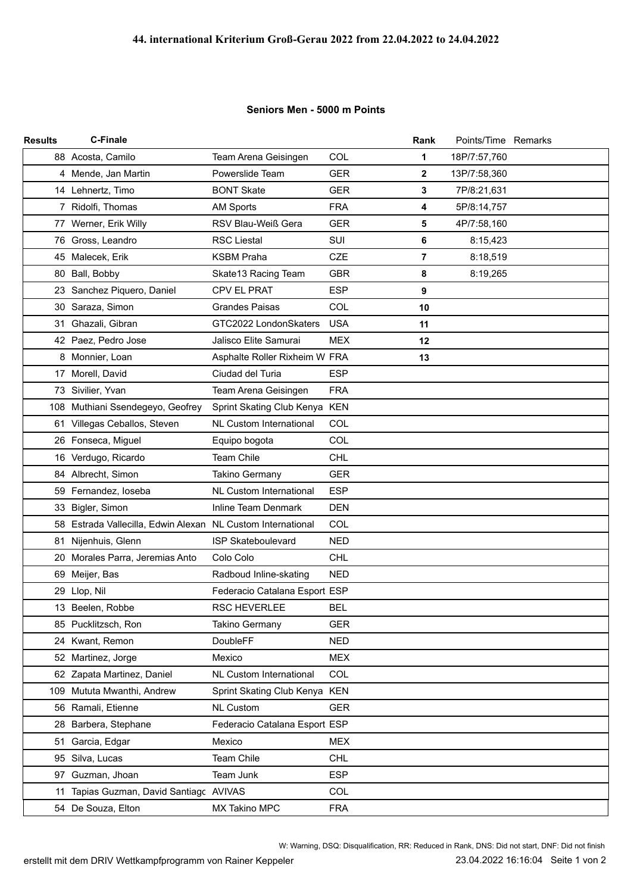## 44. international Kriterium Groß-Gerau 2022 from 22.04.2022 to 24.04.2022

### Seniors Men - 5000 m Points

| Results | C-Finale | | | Rank | Points/Time | Remarks |
|---|---|---|---|---|---|---|
| 88 | Acosta, Camilo | Team Arena Geisingen | COL | 1 | 18P/7:57,760 | |
| 4 | Mende, Jan Martin | Powerslide Team | GER | 2 | 13P/7:58,360 | |
| 14 | Lehnertz, Timo | BONT Skate | GER | 3 | 7P/8:21,631 | |
| 7 | Ridolfi, Thomas | AM Sports | FRA | 4 | 5P/8:14,757 | |
| 77 | Werner, Erik Willy | RSV Blau-Weiß Gera | GER | 5 | 4P/7:58,160 | |
| 76 | Gross, Leandro | RSC Liestal | SUI | 6 | 8:15,423 | |
| 45 | Malecek, Erik | KSBM Praha | CZE | 7 | 8:18,519 | |
| 80 | Ball, Bobby | Skate13 Racing Team | GBR | 8 | 8:19,265 | |
| 23 | Sanchez Piquero, Daniel | CPV EL PRAT | ESP | 9 | | |
| 30 | Saraza, Simon | Grandes Paisas | COL | 10 | | |
| 31 | Ghazali, Gibran | GTC2022 LondonSkaters | USA | 11 | | |
| 42 | Paez, Pedro Jose | Jalisco Elite Samurai | MEX | 12 | | |
| 8 | Monnier, Loan | Asphalte Roller Rixheim W | FRA | 13 | | |
| 17 | Morell, David | Ciudad del Turia | ESP | | | |
| 73 | Sivilier, Yvan | Team Arena Geisingen | FRA | | | |
| 108 | Muthiani Ssendegeyo, Geofrey | Sprint Skating Club Kenya | KEN | | | |
| 61 | Villegas Ceballos, Steven | NL Custom International | COL | | | |
| 26 | Fonseca, Miguel | Equipo bogota | COL | | | |
| 16 | Verdugo, Ricardo | Team Chile | CHL | | | |
| 84 | Albrecht, Simon | Takino Germany | GER | | | |
| 59 | Fernandez, Ioseba | NL Custom International | ESP | | | |
| 33 | Bigler, Simon | Inline Team Denmark | DEN | | | |
| 58 | Estrada Vallecilla, Edwin Alexan | NL Custom International | COL | | | |
| 81 | Nijenhuis, Glenn | ISP Skateboulevard | NED | | | |
| 20 | Morales Parra, Jeremias Anto | Colo Colo | CHL | | | |
| 69 | Meijer, Bas | Radboud Inline-skating | NED | | | |
| 29 | Llop, Nil | Federacio Catalana Esport | ESP | | | |
| 13 | Beelen, Robbe | RSC HEVERLEE | BEL | | | |
| 85 | Pucklitzsch, Ron | Takino Germany | GER | | | |
| 24 | Kwant, Remon | DoubleFF | NED | | | |
| 52 | Martinez, Jorge | Mexico | MEX | | | |
| 62 | Zapata Martinez, Daniel | NL Custom International | COL | | | |
| 109 | Mututa Mwanthi, Andrew | Sprint Skating Club Kenya | KEN | | | |
| 56 | Ramali, Etienne | NL Custom | GER | | | |
| 28 | Barbera, Stephane | Federacio Catalana Esport | ESP | | | |
| 51 | Garcia, Edgar | Mexico | MEX | | | |
| 95 | Silva, Lucas | Team Chile | CHL | | | |
| 97 | Guzman, Jhoan | Team Junk | ESP | | | |
| 11 | Tapias Guzman, David Santiagc | AVIVAS | COL | | | |
| 54 | De Souza, Elton | MX Takino MPC | FRA | | | |

W: Warning, DSQ: Disqualification, RR: Reduced in Rank, DNS: Did not start, DNF: Did not finish

erstellt mit dem DRIV Wettkampfprogramm von Rainer Keppeler — 23.04.2022 16:16:04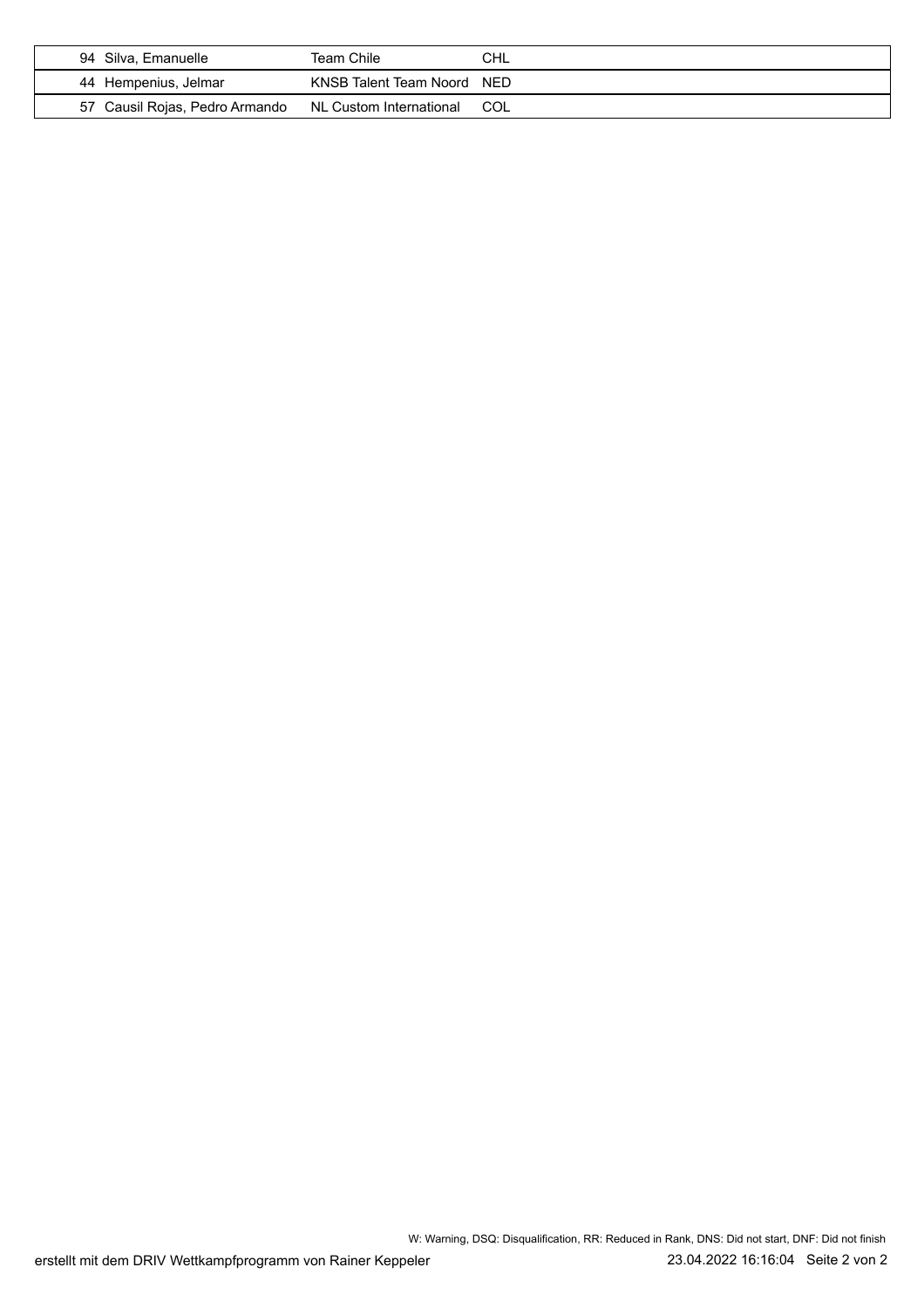| | | | |
|---|---|---|---|
| 94 | Silva, Emanuelle | Team Chile | CHL |
| 44 | Hempenius, Jelmar | KNSB Talent Team Noord | NED |
| 57 | Causil Rojas, Pedro Armando | NL Custom International | COL |

W: Warning, DSQ: Disqualification, RR: Reduced in Rank, DNS: Did not start, DNF: Did not finish

erstellt mit dem DRIV Wettkampfprogramm von Rainer Keppeler

23.04.2022 16:16:04